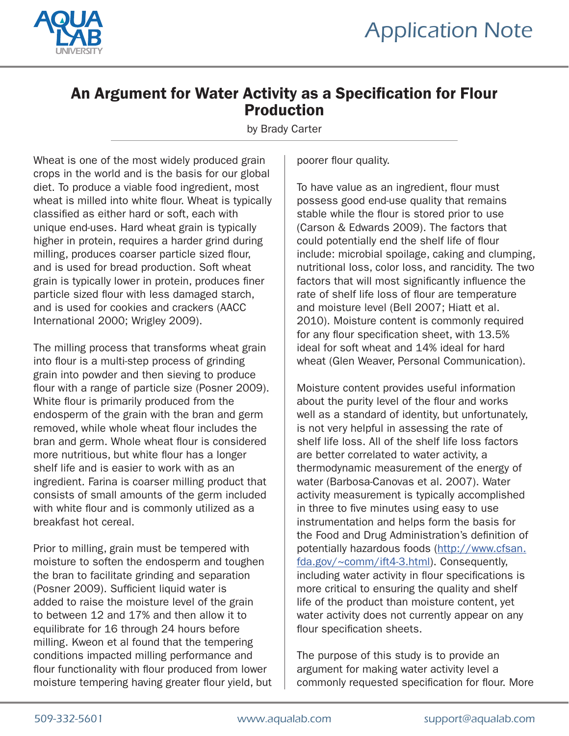# An Argument for Water Activity as a Specification for Flour Production

by Brady Carter

Wheat is one of the most widely produced grain crops in the world and is the basis for our global diet. To produce a viable food ingredient, most wheat is milled into white flour. Wheat is typically classified as either hard or soft, each with unique end-uses. Hard wheat grain is typically higher in protein, requires a harder grind during milling, produces coarser particle sized flour, and is used for bread production. Soft wheat grain is typically lower in protein, produces finer particle sized flour with less damaged starch, and is used for cookies and crackers (AACC International 2000; Wrigley 2009).

The milling process that transforms wheat grain into flour is a multi-step process of grinding grain into powder and then sieving to produce flour with a range of particle size (Posner 2009). White flour is primarily produced from the endosperm of the grain with the bran and germ removed, while whole wheat flour includes the bran and germ. Whole wheat flour is considered more nutritious, but white flour has a longer shelf life and is easier to work with as an ingredient. Farina is coarser milling product that consists of small amounts of the germ included with white flour and is commonly utilized as a breakfast hot cereal.

Prior to milling, grain must be tempered with moisture to soften the endosperm and toughen the bran to facilitate grinding and separation (Posner 2009). Sufficient liquid water is added to raise the moisture level of the grain to between 12 and 17% and then allow it to equilibrate for 16 through 24 hours before milling. Kweon et al found that the tempering conditions impacted milling performance and flour functionality with flour produced from lower moisture tempering having greater flour yield, but poorer flour quality.

To have value as an ingredient, flour must possess good end-use quality that remains stable while the flour is stored prior to use (Carson & Edwards 2009). The factors that could potentially end the shelf life of flour include: microbial spoilage, caking and clumping, nutritional loss, color loss, and rancidity. The two factors that will most significantly influence the rate of shelf life loss of flour are temperature and moisture level (Bell 2007; Hiatt et al. 2010). Moisture content is commonly required for any flour specification sheet, with 13.5% ideal for soft wheat and 14% ideal for hard wheat (Glen Weaver, Personal Communication).

Moisture content provides useful information about the purity level of the flour and works well as a standard of identity, but unfortunately, is not very helpful in assessing the rate of shelf life loss. All of the shelf life loss factors are better correlated to water activity, a thermodynamic measurement of the energy of water (Barbosa-Canovas et al. 2007). Water activity measurement is typically accomplished in three to five minutes using easy to use instrumentation and helps form the basis for the Food and Drug Administration's definition of potentially hazardous foods (http://www.cfsan.fda.gov/~comm/ift4-3.html). Consequently, including water activity in flour specifications is more critical to ensuring the quality and shelf life of the product than moisture content, yet water activity does not currently appear on any flour specification sheets.

The purpose of this study is to provide an argument for making water activity level a commonly requested specification for flour. More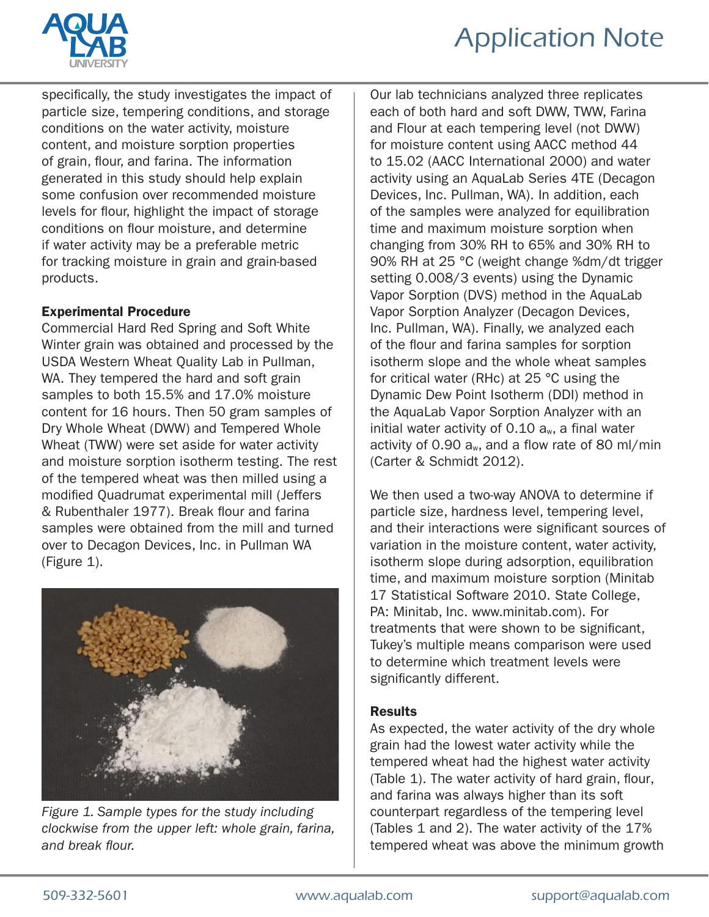specifically, the study investigates the impact of particle size, tempering conditions, and storage conditions on the water activity, moisture content, and moisture sorption properties of grain, flour, and farina. The information generated in this study should help explain some confusion over recommended moisture levels for flour, highlight the impact of storage conditions on flour moisture, and determine if water activity may be a preferable metric for tracking moisture in grain and grain-based products.

**Experimental Procedure**

Commercial Hard Red Spring and Soft White Winter grain was obtained and processed by the USDA Western Wheat Quality Lab in Pullman, WA. They tempered the hard and soft grain samples to both 15.5% and 17.0% moisture content for 16 hours. Then 50 gram samples of Dry Whole Wheat (DWW) and Tempered Whole Wheat (TWW) were set aside for water activity and moisture sorption isotherm testing. The rest of the tempered wheat was then milled using a modified Quadrumat experimental mill (Jeffers & Rubenthaler 1977). Break flour and farina samples were obtained from the mill and turned over to Decagon Devices, Inc. in Pullman WA (Figure 1).

*Figure 1. Sample types for the study including clockwise from the upper left: whole grain, farina, and break flour.*

Our lab technicians analyzed three replicates each of both hard and soft DWW, TWW, Farina and Flour at each tempering level (not DWW) for moisture content using AACC method 44 to 15.02 (AACC International 2000) and water activity using an AquaLab Series 4TE (Decagon Devices, Inc. Pullman, WA). In addition, each of the samples were analyzed for equilibration time and maximum moisture sorption when changing from 30% RH to 65% and 30% RH to 90% RH at 25 °C (weight change %dm/dt trigger setting 0.008/3 events) using the Dynamic Vapor Sorption (DVS) method in the AquaLab Vapor Sorption Analyzer (Decagon Devices, Inc. Pullman, WA). Finally, we analyzed each of the flour and farina samples for sorption isotherm slope and the whole wheat samples for critical water (RHc) at 25 °C using the Dynamic Dew Point Isotherm (DDI) method in the AquaLab Vapor Sorption Analyzer with an initial water activity of 0.10 $a_w$, a final water activity of 0.90 $a_w$, and a flow rate of 80 ml/min (Carter & Schmidt 2012).

We then used a two-way ANOVA to determine if particle size, hardness level, tempering level, and their interactions were significant sources of variation in the moisture content, water activity, isotherm slope during adsorption, equilibration time, and maximum moisture sorption (Minitab 17 Statistical Software 2010. State College, PA: Minitab, Inc. www.minitab.com). For treatments that were shown to be significant, Tukey's multiple means comparison were used to determine which treatment levels were significantly different.

**Results**

As expected, the water activity of the dry whole grain had the lowest water activity while the tempered wheat had the highest water activity (Table 1). The water activity of hard grain, flour, and farina was always higher than its soft counterpart regardless of the tempering level (Tables 1 and 2). The water activity of the 17% tempered wheat was above the minimum growth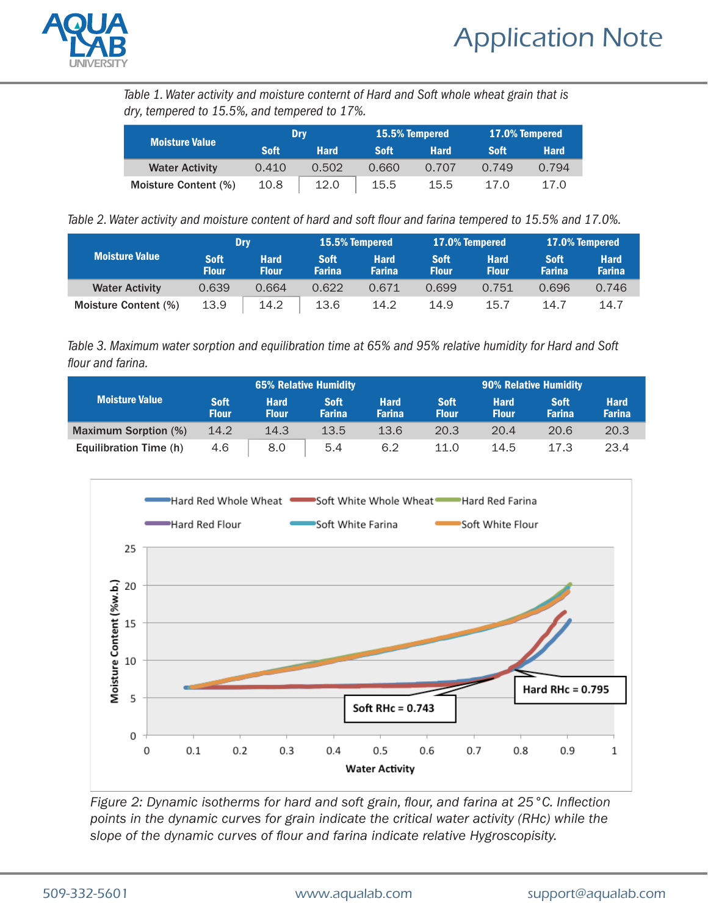*Table 1. Water activity and moisture conternt of Hard and Soft whole wheat grain that is dry, tempered to 15.5%, and tempered to 17%.*

| Moisture Value | Dry | | 15.5% Tempered | | 17.0% Tempered | |
|---|---|---|---|---|---|---|
| | Soft | Hard | Soft | Hard | Soft | Hard |
| Water Activity | 0.410 | 0.502 | 0.660 | 0.707 | 0.749 | 0.794 |
| Moisture Content (%) | 10.8 | 12.0 | 15.5 | 15.5 | 17.0 | 17.0 |

*Table 2. Water activity and moisture content of hard and soft flour and farina tempered to 15.5% and 17.0%.*

| Moisture Value | Dry | | 15.5% Tempered | | 17.0% Tempered | | 17.0% Tempered | |
|---|---|---|---|---|---|---|---|---|
| | Soft Flour | Hard Flour | Soft Farina | Hard Farina | Soft Flour | Hard Flour | Soft Farina | Hard Farina |
| Water Activity | 0.639 | 0.664 | 0.622 | 0.671 | 0.699 | 0.751 | 0.696 | 0.746 |
| Moisture Content (%) | 13.9 | 14.2 | 13.6 | 14.2 | 14.9 | 15.7 | 14.7 | 14.7 |

*Table 3. Maximum water sorption and equilibration time at 65% and 95% relative humidity for Hard and Soft flour and farina.*

| Moisture Value | 65% Relative Humidity | | | | 90% Relative Humidity | | | |
|---|---|---|---|---|---|---|---|---|
| | Soft Flour | Hard Flour | Soft Farina | Hard Farina | Soft Flour | Hard Flour | Soft Farina | Hard Farina |
| Maximum Sorption (%) | 14.2 | 14.3 | 13.5 | 13.6 | 20.3 | 20.4 | 20.6 | 20.3 |
| Equilibration Time (h) | 4.6 | 8.0 | 5.4 | 6.2 | 11.0 | 14.5 | 17.3 | 23.4 |

*Figure 2: Dynamic isotherms for hard and soft grain, flour, and farina at 25 °C. Inflection points in the dynamic curves for grain indicate the critical water activity (RHc) while the slope of the dynamic curves of flour and farina indicate relative Hygroscopisity.*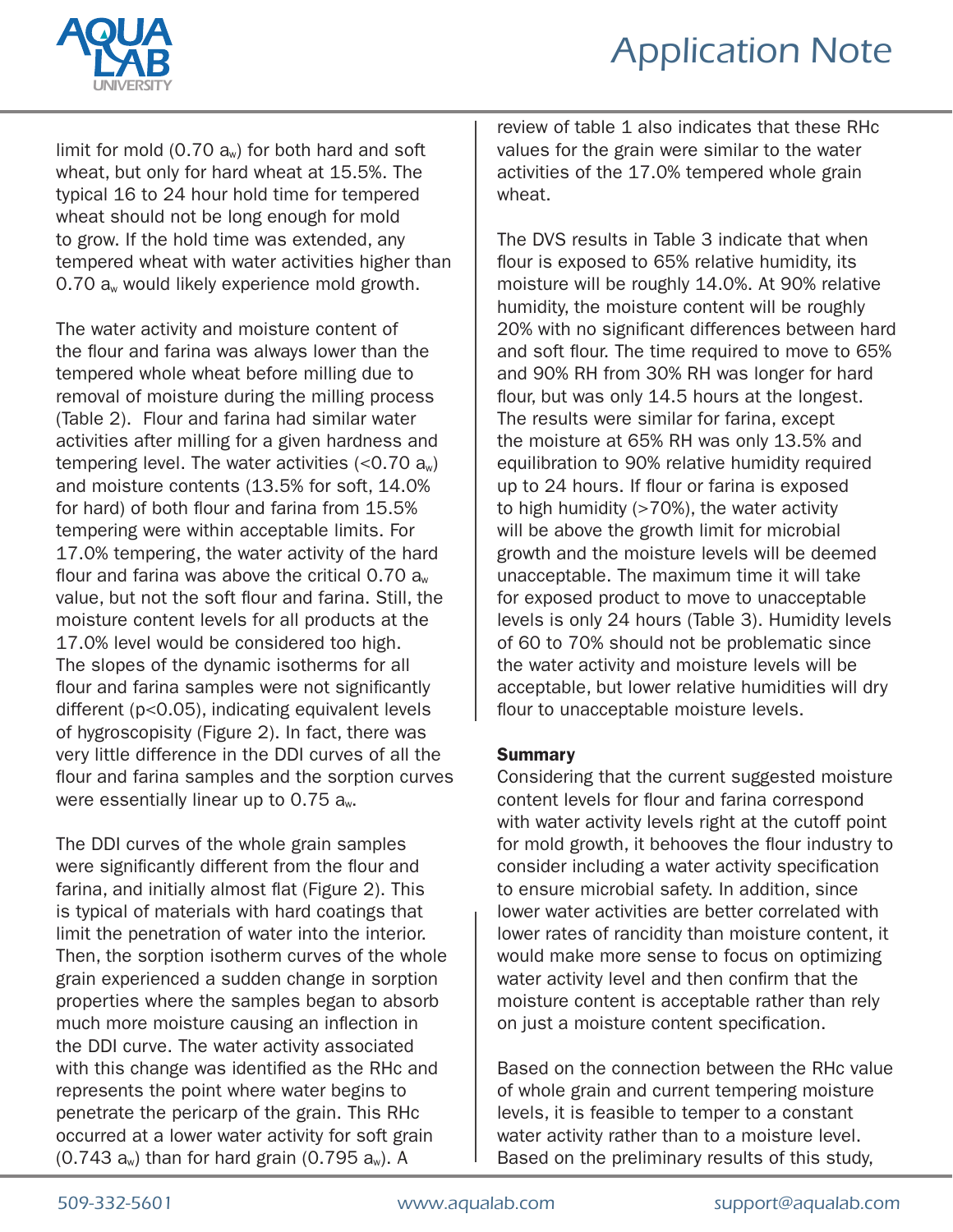limit for mold (0.70 $a_w$) for both hard and soft wheat, but only for hard wheat at 15.5%. The typical 16 to 24 hour hold time for tempered wheat should not be long enough for mold to grow. If the hold time was extended, any tempered wheat with water activities higher than 0.70 $a_w$ would likely experience mold growth.

The water activity and moisture content of the flour and farina was always lower than the tempered whole wheat before milling due to removal of moisture during the milling process (Table 2). Flour and farina had similar water activities after milling for a given hardness and tempering level. The water activities (<0.70 $a_w$) and moisture contents (13.5% for soft, 14.0% for hard) of both flour and farina from 15.5% tempering were within acceptable limits. For 17.0% tempering, the water activity of the hard flour and farina was above the critical 0.70 $a_w$ value, but not the soft flour and farina. Still, the moisture content levels for all products at the 17.0% level would be considered too high. The slopes of the dynamic isotherms for all flour and farina samples were not significantly different ($p<0.05$), indicating equivalent levels of hygroscopisity (Figure 2). In fact, there was very little difference in the DDI curves of all the flour and farina samples and the sorption curves were essentially linear up to 0.75 $a_w$.

The DDI curves of the whole grain samples were significantly different from the flour and farina, and initially almost flat (Figure 2). This is typical of materials with hard coatings that limit the penetration of water into the interior. Then, the sorption isotherm curves of the whole grain experienced a sudden change in sorption properties where the samples began to absorb much more moisture causing an inflection in the DDI curve. The water activity associated with this change was identified as the RHc and represents the point where water begins to penetrate the pericarp of the grain. This RHc occurred at a lower water activity for soft grain (0.743 $a_w$) than for hard grain (0.795 $a_w$). A review of table 1 also indicates that these RHc values for the grain were similar to the water activities of the 17.0% tempered whole grain wheat.

The DVS results in Table 3 indicate that when flour is exposed to 65% relative humidity, its moisture will be roughly 14.0%. At 90% relative humidity, the moisture content will be roughly 20% with no significant differences between hard and soft flour. The time required to move to 65% and 90% RH from 30% RH was longer for hard flour, but was only 14.5 hours at the longest. The results were similar for farina, except the moisture at 65% RH was only 13.5% and equilibration to 90% relative humidity required up to 24 hours. If flour or farina is exposed to high humidity (>70%), the water activity will be above the growth limit for microbial growth and the moisture levels will be deemed unacceptable. The maximum time it will take for exposed product to move to unacceptable levels is only 24 hours (Table 3). Humidity levels of 60 to 70% should not be problematic since the water activity and moisture levels will be acceptable, but lower relative humidities will dry flour to unacceptable moisture levels.

**Summary**

Considering that the current suggested moisture content levels for flour and farina correspond with water activity levels right at the cutoff point for mold growth, it behooves the flour industry to consider including a water activity specification to ensure microbial safety. In addition, since lower water activities are better correlated with lower rates of rancidity than moisture content, it would make more sense to focus on optimizing water activity level and then confirm that the moisture content is acceptable rather than rely on just a moisture content specification.

Based on the connection between the RHc value of whole grain and current tempering moisture levels, it is feasible to temper to a constant water activity rather than to a moisture level. Based on the preliminary results of this study,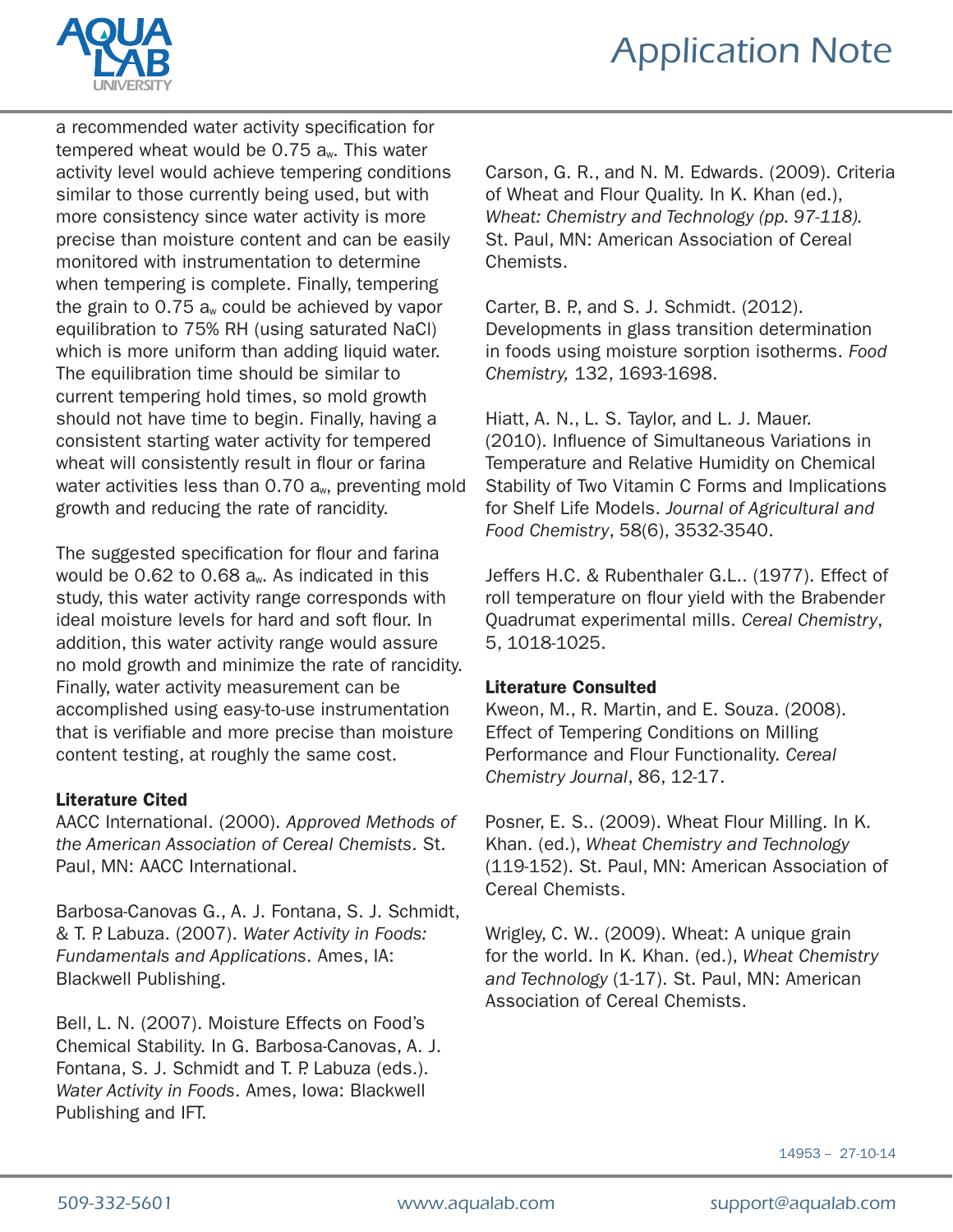a recommended water activity specification for tempered wheat would be 0.75 $a_w$. This water activity level would achieve tempering conditions similar to those currently being used, but with more consistency since water activity is more precise than moisture content and can be easily monitored with instrumentation to determine when tempering is complete. Finally, tempering the grain to 0.75 $a_w$ could be achieved by vapor equilibration to 75% RH (using saturated NaCl) which is more uniform than adding liquid water. The equilibration time should be similar to current tempering hold times, so mold growth should not have time to begin. Finally, having a consistent starting water activity for tempered wheat will consistently result in flour or farina water activities less than 0.70 $a_w$, preventing mold growth and reducing the rate of rancidity.

The suggested specification for flour and farina would be 0.62 to 0.68 $a_w$. As indicated in this study, this water activity range corresponds with ideal moisture levels for hard and soft flour. In addition, this water activity range would assure no mold growth and minimize the rate of rancidity. Finally, water activity measurement can be accomplished using easy-to-use instrumentation that is verifiable and more precise than moisture content testing, at roughly the same cost.

**Literature Cited**

AACC International. (2000). *Approved Methods of the American Association of Cereal Chemists*. St. Paul, MN: AACC International.

Barbosa-Canovas G., A. J. Fontana, S. J. Schmidt, & T. P. Labuza. (2007). *Water Activity in Foods: Fundamentals and Applications*. Ames, IA: Blackwell Publishing.

Bell, L. N. (2007). Moisture Effects on Food's Chemical Stability. In G. Barbosa-Canovas, A. J. Fontana, S. J. Schmidt and T. P. Labuza (eds.). *Water Activity in Foods*. Ames, Iowa: Blackwell Publishing and IFT.

Carson, G. R., and N. M. Edwards. (2009). Criteria of Wheat and Flour Quality. In K. Khan (ed.), *Wheat: Chemistry and Technology (pp. 97-118).* St. Paul, MN: American Association of Cereal Chemists.

Carter, B. P., and S. J. Schmidt. (2012). Developments in glass transition determination in foods using moisture sorption isotherms. *Food Chemistry,* 132, 1693-1698.

Hiatt, A. N., L. S. Taylor, and L. J. Mauer. (2010). Influence of Simultaneous Variations in Temperature and Relative Humidity on Chemical Stability of Two Vitamin C Forms and Implications for Shelf Life Models. *Journal of Agricultural and Food Chemistry*, 58(6), 3532-3540.

Jeffers H.C. & Rubenthaler G.L.. (1977). Effect of roll temperature on flour yield with the Brabender Quadrumat experimental mills. *Cereal Chemistry*, 5, 1018-1025.

**Literature Consulted**

Kweon, M., R. Martin, and E. Souza. (2008). Effect of Tempering Conditions on Milling Performance and Flour Functionality. *Cereal Chemistry Journal*, 86, 12-17.

Posner, E. S.. (2009). Wheat Flour Milling. In K. Khan. (ed.), *Wheat Chemistry and Technology* (119-152). St. Paul, MN: American Association of Cereal Chemists.

Wrigley, C. W.. (2009). Wheat: A unique grain for the world. In K. Khan. (ed.), *Wheat Chemistry and Technology* (1-17). St. Paul, MN: American Association of Cereal Chemists.

14953 – 27-10-14